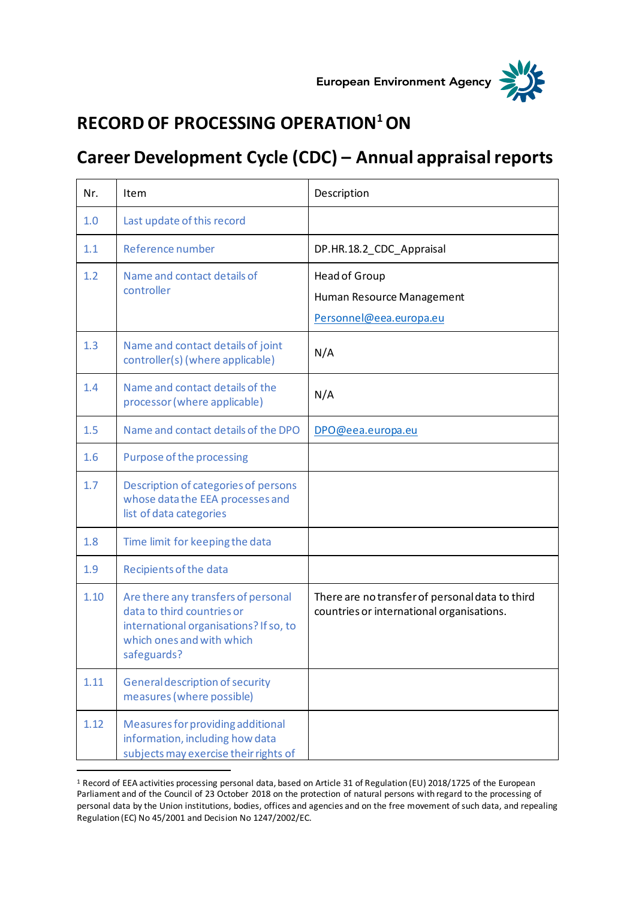European Environment Agency

# RECORD OF PROCESSING OPERATION[1] ON

# Career Development Cycle (CDC) – Annual appraisal reports

| Nr. | Item | Description |
|---|---|---|
| 1.0 | Last update of this record | |
| 1.1 | Reference number | DP.HR.18.2_CDC_Appraisal |
| 1.2 | Name and contact details of controller | Head of Group<br>Human Resource Management<br>Personnel@eea.europa.eu |
| 1.3 | Name and contact details of joint controller(s) (where applicable) | N/A |
| 1.4 | Name and contact details of the processor (where applicable) | N/A |
| 1.5 | Name and contact details of the DPO | DPO@eea.europa.eu |
| 1.6 | Purpose of the processing | |
| 1.7 | Description of categories of persons whose data the EEA processes and list of data categories | |
| 1.8 | Time limit for keeping the data | |
| 1.9 | Recipients of the data | |
| 1.10 | Are there any transfers of personal data to third countries or international organisations? If so, to which ones and with which safeguards? | There are no transfer of personal data to third countries or international organisations. |
| 1.11 | General description of security measures (where possible) | |
| 1.12 | Measures for providing additional information, including how data subjects may exercise their rights of | |

[1] Record of EEA activities processing personal data, based on Article 31 of Regulation (EU) 2018/1725 of the European Parliament and of the Council of 23 October 2018 on the protection of natural persons with regard to the processing of personal data by the Union institutions, bodies, offices and agencies and on the free movement of such data, and repealing Regulation (EC) No 45/2001 and Decision No 1247/2002/EC.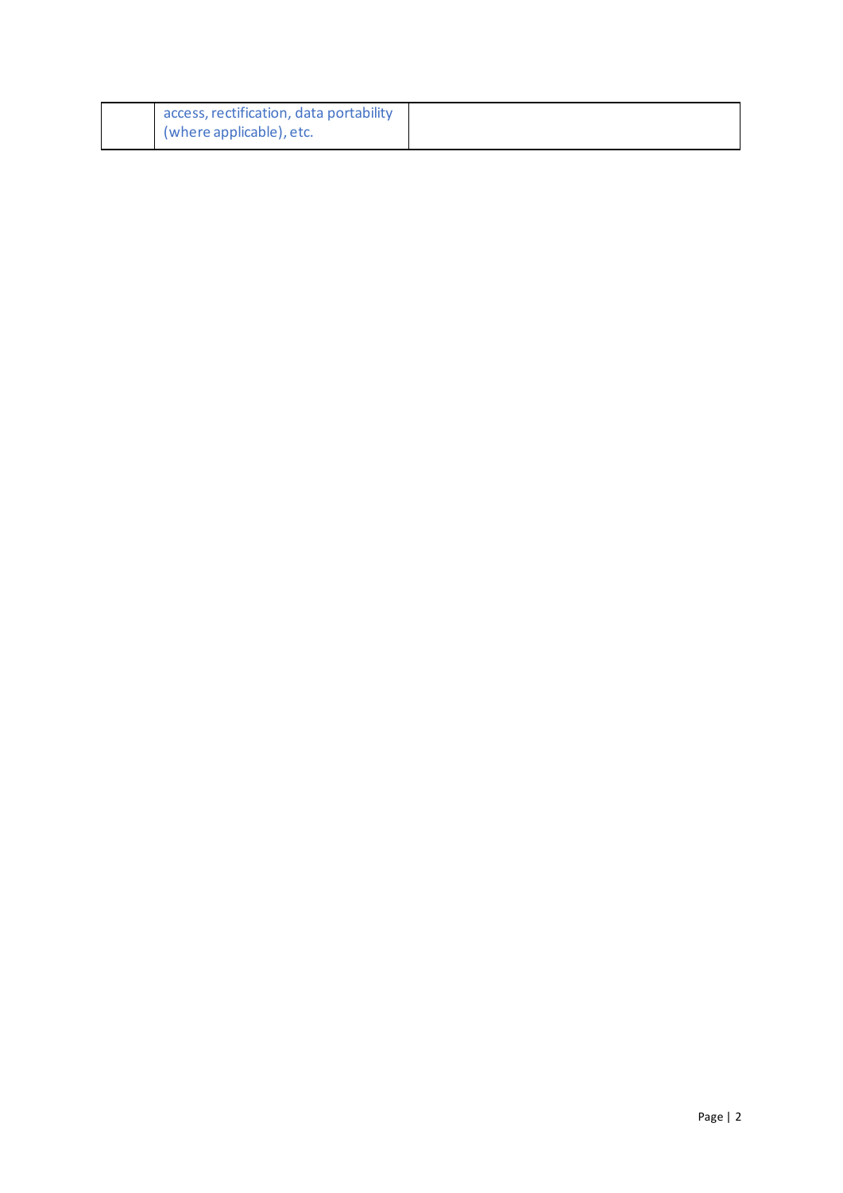| | | |
|---|---|---|
| | access, rectification, data portability (where applicable), etc. | |